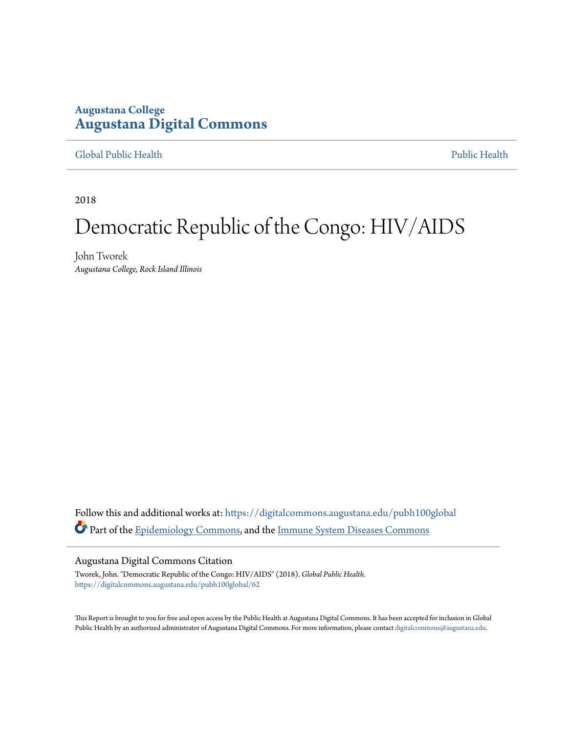Augustana College

# Augustana Digital Commons

Global Public Health | Public Health

2018

# Democratic Republic of the Congo: HIV/AIDS

John Tworek
*Augustana College, Rock Island Illinois*

Follow this and additional works at: https://digitalcommons.augustana.edu/pubh100global

Part of the Epidemiology Commons, and the Immune System Diseases Commons

## Augustana Digital Commons Citation

Tworek, John. "Democratic Republic of the Congo: HIV/AIDS" (2018). *Global Public Health.*
https://digitalcommons.augustana.edu/pubh100global/62

This Report is brought to you for free and open access by the Public Health at Augustana Digital Commons. It has been accepted for inclusion in Global Public Health by an authorized administrator of Augustana Digital Commons. For more information, please contact digitalcommons@augustana.edu.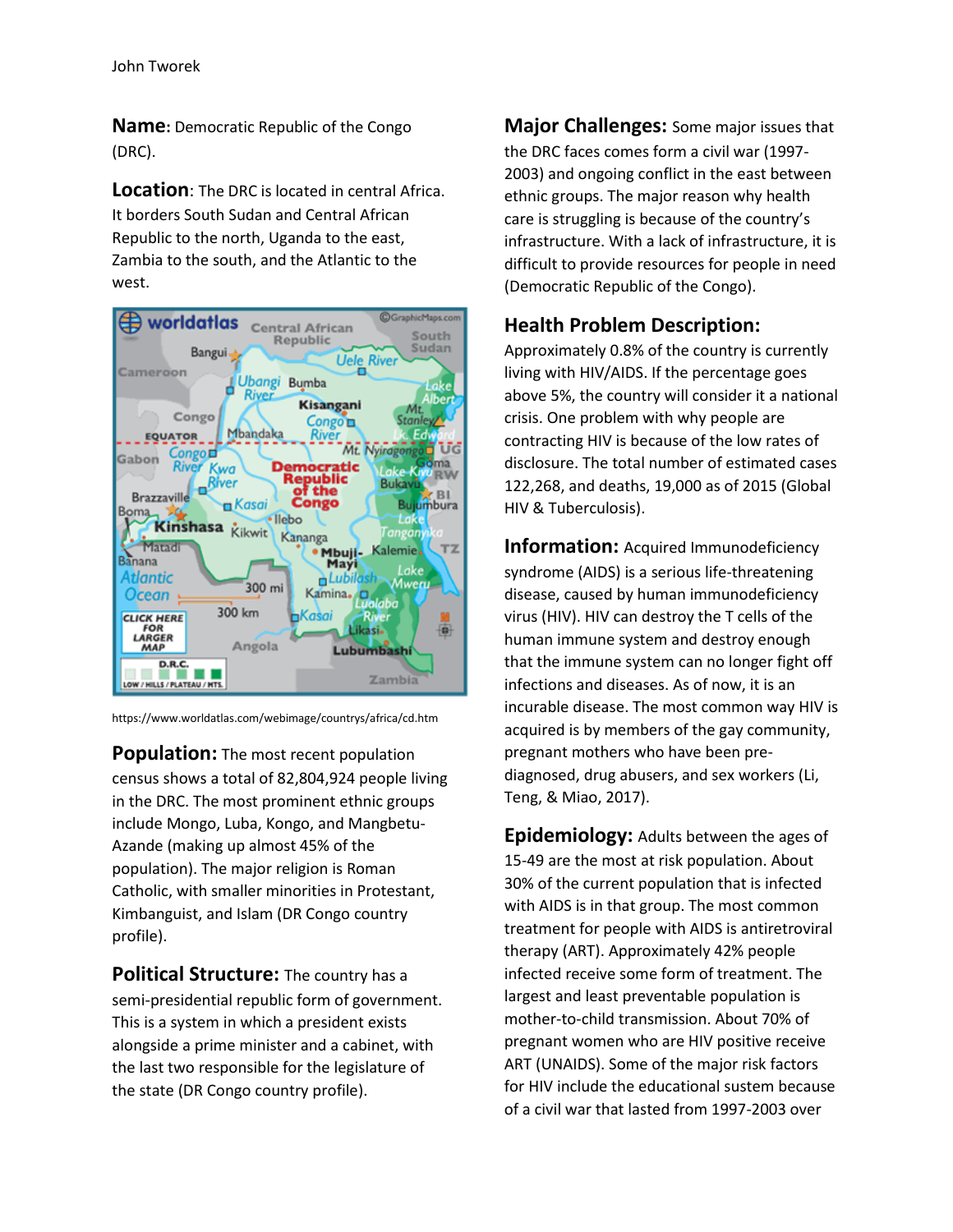John Tworek

**Name:** Democratic Republic of the Congo (DRC).

**Location**: The DRC is located in central Africa. It borders South Sudan and Central African Republic to the north, Uganda to the east, Zambia to the south, and the Atlantic to the west.

https://www.worldatlas.com/webimage/countrys/africa/cd.htm

**Population:** The most recent population census shows a total of 82,804,924 people living in the DRC. The most prominent ethnic groups include Mongo, Luba, Kongo, and Mangbetu-Azande (making up almost 45% of the population). The major religion is Roman Catholic, with smaller minorities in Protestant, Kimbanguist, and Islam (DR Congo country profile).

**Political Structure:** The country has a semi-presidential republic form of government. This is a system in which a president exists alongside a prime minister and a cabinet, with the last two responsible for the legislature of the state (DR Congo country profile).

**Major Challenges:** Some major issues that the DRC faces comes form a civil war (1997-2003) and ongoing conflict in the east between ethnic groups. The major reason why health care is struggling is because of the country's infrastructure. With a lack of infrastructure, it is difficult to provide resources for people in need (Democratic Republic of the Congo).

**Health Problem Description:**
Approximately 0.8% of the country is currently living with HIV/AIDS. If the percentage goes above 5%, the country will consider it a national crisis. One problem with why people are contracting HIV is because of the low rates of disclosure. The total number of estimated cases 122,268, and deaths, 19,000 as of 2015 (Global HIV & Tuberculosis).

**Information:** Acquired Immunodeficiency syndrome (AIDS) is a serious life-threatening disease, caused by human immunodeficiency virus (HIV). HIV can destroy the T cells of the human immune system and destroy enough that the immune system can no longer fight off infections and diseases. As of now, it is an incurable disease. The most common way HIV is acquired is by members of the gay community, pregnant mothers who have been pre-diagnosed, drug abusers, and sex workers (Li, Teng, & Miao, 2017).

**Epidemiology:** Adults between the ages of 15-49 are the most at risk population. About 30% of the current population that is infected with AIDS is in that group. The most common treatment for people with AIDS is antiretroviral therapy (ART). Approximately 42% people infected receive some form of treatment. The largest and least preventable population is mother-to-child transmission. About 70% of pregnant women who are HIV positive receive ART (UNAIDS). Some of the major risk factors for HIV include the educational sustem because of a civil war that lasted from 1997-2003 over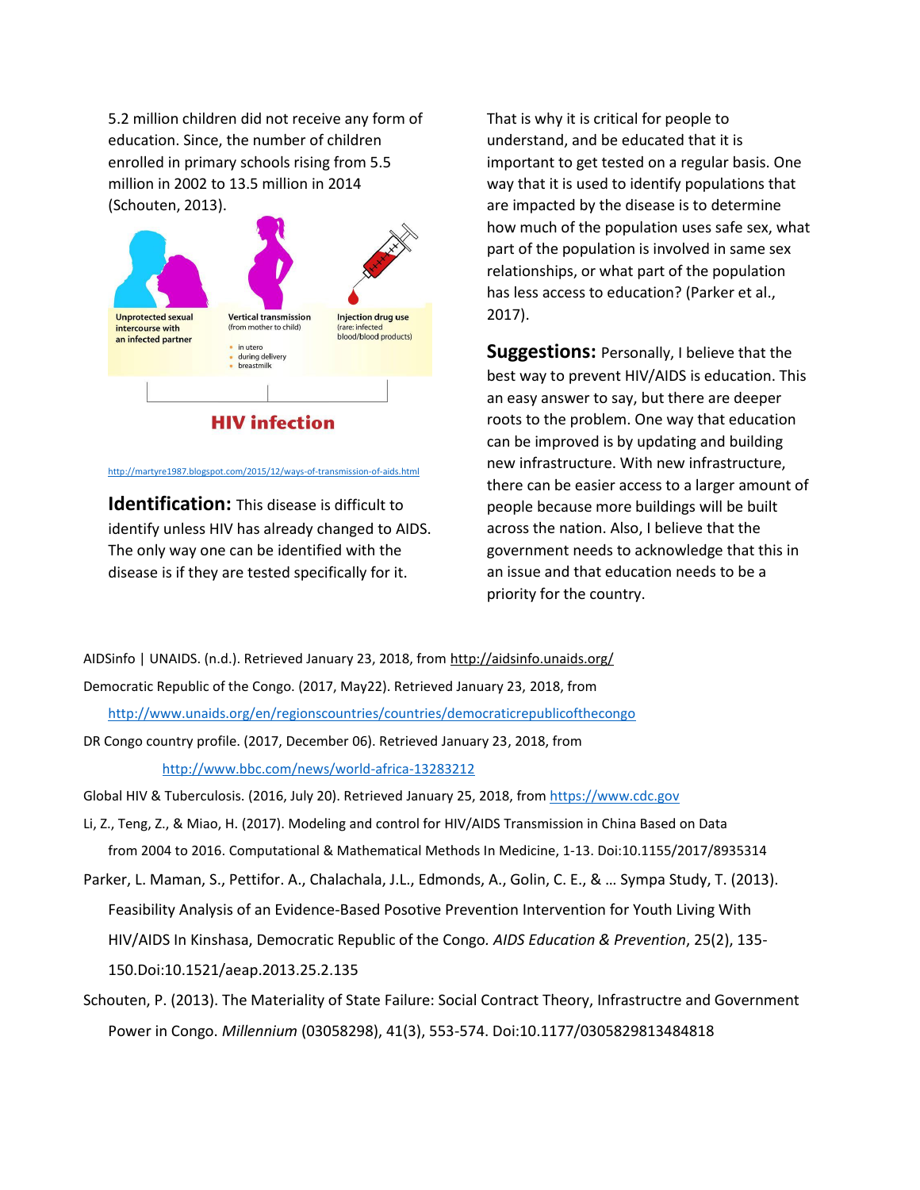5.2 million children did not receive any form of education. Since, the number of children enrolled in primary schools rising from 5.5 million in 2002 to 13.5 million in 2014 (Schouten, 2013).

Unprotected sexual intercourse with an infected partner

Vertical transmission (from mother to child)
- in utero
- during delivery
- breastmilk

Injection drug use (rare: infected blood/blood products)

HIV infection

http://martyre1987.blogspot.com/2015/12/ways-of-transmission-of-aids.html

**Identification:** This disease is difficult to identify unless HIV has already changed to AIDS. The only way one can be identified with the disease is if they are tested specifically for it.

That is why it is critical for people to understand, and be educated that it is important to get tested on a regular basis. One way that it is used to identify populations that are impacted by the disease is to determine how much of the population uses safe sex, what part of the population is involved in same sex relationships, or what part of the population has less access to education? (Parker et al., 2017).

**Suggestions:** Personally, I believe that the best way to prevent HIV/AIDS is education. This an easy answer to say, but there are deeper roots to the problem. One way that education can be improved is by updating and building new infrastructure. With new infrastructure, there can be easier access to a larger amount of people because more buildings will be built across the nation. Also, I believe that the government needs to acknowledge that this in an issue and that education needs to be a priority for the country.

AIDSinfo | UNAIDS. (n.d.). Retrieved January 23, 2018, from http://aidsinfo.unaids.org/

Democratic Republic of the Congo. (2017, May22). Retrieved January 23, 2018, from http://www.unaids.org/en/regionscountries/countries/democraticrepublicofthecongo

DR Congo country profile. (2017, December 06). Retrieved January 23, 2018, from http://www.bbc.com/news/world-africa-13283212

Global HIV & Tuberculosis. (2016, July 20). Retrieved January 25, 2018, from https://www.cdc.gov

Li, Z., Teng, Z., & Miao, H. (2017). Modeling and control for HIV/AIDS Transmission in China Based on Data from 2004 to 2016. Computational & Mathematical Methods In Medicine, 1-13. Doi:10.1155/2017/8935314

Parker, L. Maman, S., Pettifor. A., Chalachala, J.L., Edmonds, A., Golin, C. E., & … Sympa Study, T. (2013). Feasibility Analysis of an Evidence-Based Posotive Prevention Intervention for Youth Living With HIV/AIDS In Kinshasa, Democratic Republic of the Congo. *AIDS Education & Prevention*, 25(2), 135-150.Doi:10.1521/aeap.2013.25.2.135

Schouten, P. (2013). The Materiality of State Failure: Social Contract Theory, Infrastructre and Government Power in Congo. *Millennium* (03058298), 41(3), 553-574. Doi:10.1177/0305829813484818